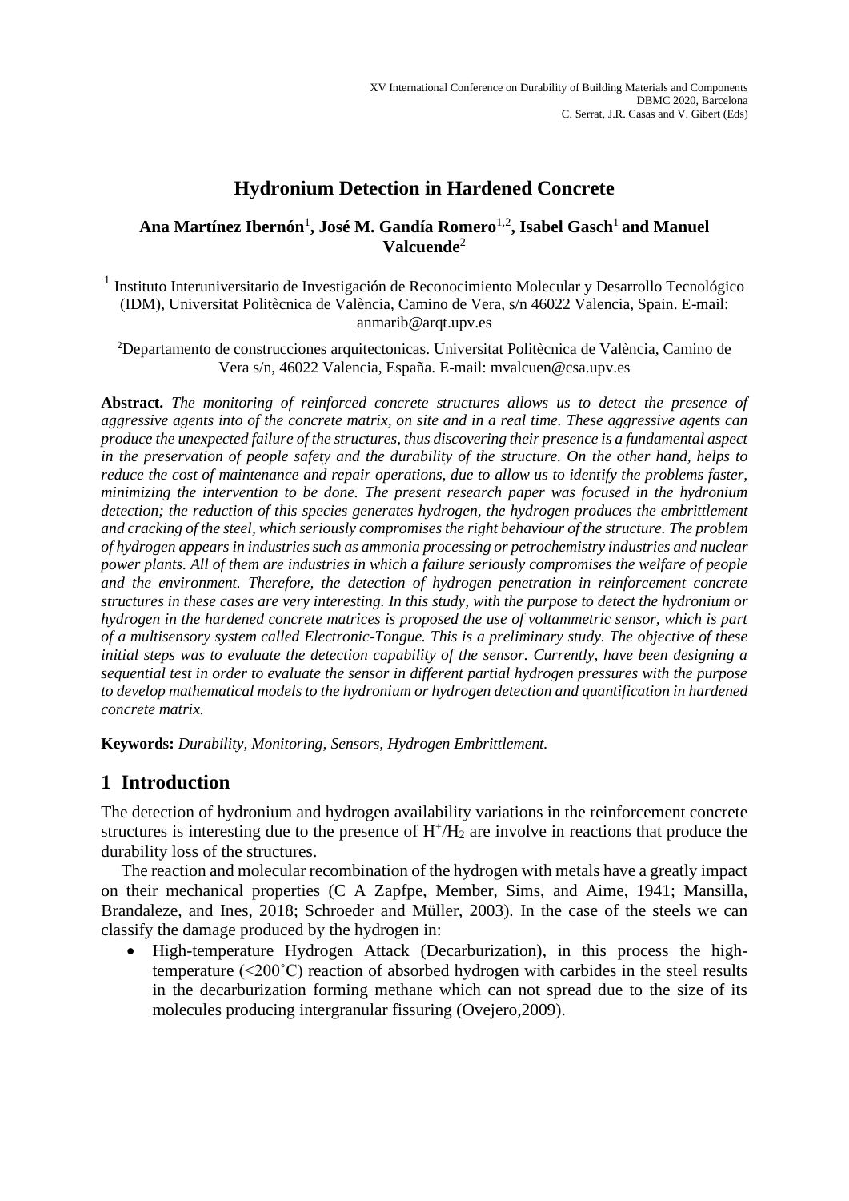XV International Conference on Durability of Building Materials and Components
DBMC 2020, Barcelona
C. Serrat, J.R. Casas and V. Gibert (Eds)

# Hydronium Detection in Hardened Concrete

**Ana Martínez Ibernón[1], José M. Gandía Romero[1,2], Isabel Gasch[1] and Manuel Valcuende[2]**

[1] Instituto Interuniversitario de Investigación de Reconocimiento Molecular y Desarrollo Tecnológico (IDM), Universitat Politècnica de València, Camino de Vera, s/n 46022 Valencia, Spain. E-mail: anmarib@arqt.upv.es

[2] Departamento de construcciones arquitectonicas. Universitat Politècnica de València, Camino de Vera s/n, 46022 Valencia, España. E-mail: mvalcuen@csa.upv.es

**Abstract.** *The monitoring of reinforced concrete structures allows us to detect the presence of aggressive agents into of the concrete matrix, on site and in a real time. These aggressive agents can produce the unexpected failure of the structures, thus discovering their presence is a fundamental aspect in the preservation of people safety and the durability of the structure. On the other hand, helps to reduce the cost of maintenance and repair operations, due to allow us to identify the problems faster, minimizing the intervention to be done. The present research paper was focused in the hydronium detection; the reduction of this species generates hydrogen, the hydrogen produces the embrittlement and cracking of the steel, which seriously compromises the right behaviour of the structure. The problem of hydrogen appears in industries such as ammonia processing or petrochemistry industries and nuclear power plants. All of them are industries in which a failure seriously compromises the welfare of people and the environment. Therefore, the detection of hydrogen penetration in reinforcement concrete structures in these cases are very interesting. In this study, with the purpose to detect the hydronium or hydrogen in the hardened concrete matrices is proposed the use of voltammetric sensor, which is part of a multisensory system called Electronic-Tongue. This is a preliminary study. The objective of these initial steps was to evaluate the detection capability of the sensor. Currently, have been designing a sequential test in order to evaluate the sensor in different partial hydrogen pressures with the purpose to develop mathematical models to the hydronium or hydrogen detection and quantification in hardened concrete matrix.*

**Keywords:** *Durability, Monitoring, Sensors, Hydrogen Embrittlement.*

## 1 Introduction

The detection of hydronium and hydrogen availability variations in the reinforcement concrete structures is interesting due to the presence of $H^+/H_2$ are involve in reactions that produce the durability loss of the structures.

The reaction and molecular recombination of the hydrogen with metals have a greatly impact on their mechanical properties (C A Zapfpe, Member, Sims, and Aime, 1941; Mansilla, Brandaleze, and Ines, 2018; Schroeder and Müller, 2003). In the case of the steels we can classify the damage produced by the hydrogen in:

- High-temperature Hydrogen Attack (Decarburization), in this process the high-temperature (<200˚C) reaction of absorbed hydrogen with carbides in the steel results in the decarburization forming methane which can not spread due to the size of its molecules producing intergranular fissuring (Ovejero,2009).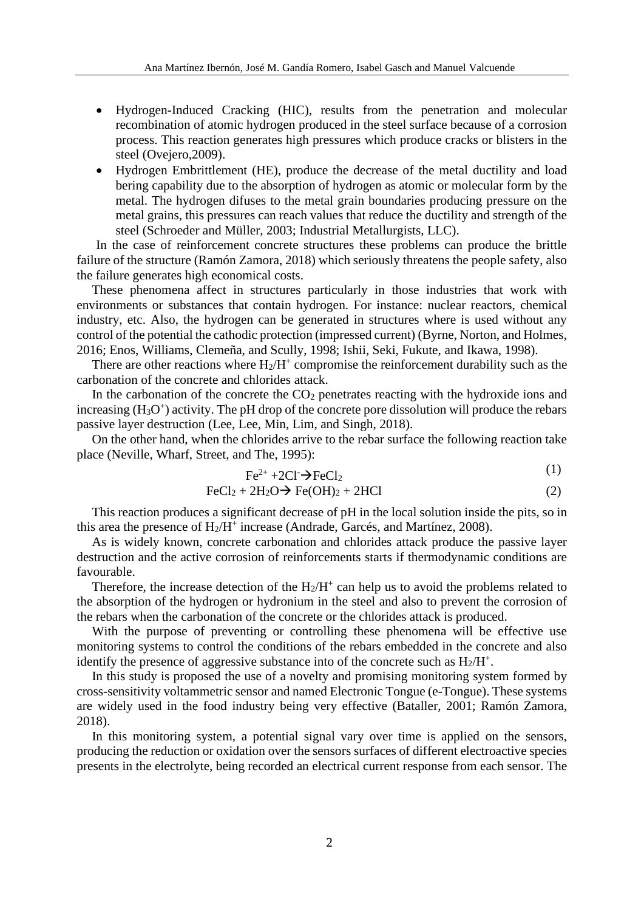- Hydrogen-Induced Cracking (HIC), results from the penetration and molecular recombination of atomic hydrogen produced in the steel surface because of a corrosion process. This reaction generates high pressures which produce cracks or blisters in the steel (Ovejero,2009).
- Hydrogen Embrittlement (HE), produce the decrease of the metal ductility and load bering capability due to the absorption of hydrogen as atomic or molecular form by the metal. The hydrogen difuses to the metal grain boundaries producing pressure on the metal grains, this pressures can reach values that reduce the ductility and strength of the steel (Schroeder and Müller, 2003; Industrial Metallurgists, LLC).

In the case of reinforcement concrete structures these problems can produce the brittle failure of the structure (Ramón Zamora, 2018) which seriously threatens the people safety, also the failure generates high economical costs.

These phenomena affect in structures particularly in those industries that work with environments or substances that contain hydrogen. For instance: nuclear reactors, chemical industry, etc. Also, the hydrogen can be generated in structures where is used without any control of the potential the cathodic protection (impressed current) (Byrne, Norton, and Holmes, 2016; Enos, Williams, Clemeña, and Scully, 1998; Ishii, Seki, Fukute, and Ikawa, 1998).

There are other reactions where $H_2/H^+$ compromise the reinforcement durability such as the carbonation of the concrete and chlorides attack.

In the carbonation of the concrete the $CO_2$ penetrates reacting with the hydroxide ions and increasing ($H_3O^+$) activity. The pH drop of the concrete pore dissolution will produce the rebars passive layer destruction (Lee, Lee, Min, Lim, and Singh, 2018).

On the other hand, when the chlorides arrive to the rebar surface the following reaction take place (Neville, Wharf, Street, and The, 1995):

$$Fe^{2+} + 2Cl^- \rightarrow FeCl_2 \tag{1}$$

$$FeCl_2 + 2H_2O \rightarrow Fe(OH)_2 + 2HCl \tag{2}$$

This reaction produces a significant decrease of pH in the local solution inside the pits, so in this area the presence of $H_2/H^+$ increase (Andrade, Garcés, and Martínez, 2008).

As is widely known, concrete carbonation and chlorides attack produce the passive layer destruction and the active corrosion of reinforcements starts if thermodynamic conditions are favourable.

Therefore, the increase detection of the $H_2/H^+$ can help us to avoid the problems related to the absorption of the hydrogen or hydronium in the steel and also to prevent the corrosion of the rebars when the carbonation of the concrete or the chlorides attack is produced.

With the purpose of preventing or controlling these phenomena will be effective use monitoring systems to control the conditions of the rebars embedded in the concrete and also identify the presence of aggressive substance into of the concrete such as $H_2/H^+$.

In this study is proposed the use of a novelty and promising monitoring system formed by cross-sensitivity voltammetric sensor and named Electronic Tongue (e-Tongue). These systems are widely used in the food industry being very effective (Bataller, 2001; Ramón Zamora, 2018).

In this monitoring system, a potential signal vary over time is applied on the sensors, producing the reduction or oxidation over the sensors surfaces of different electroactive species presents in the electrolyte, being recorded an electrical current response from each sensor. The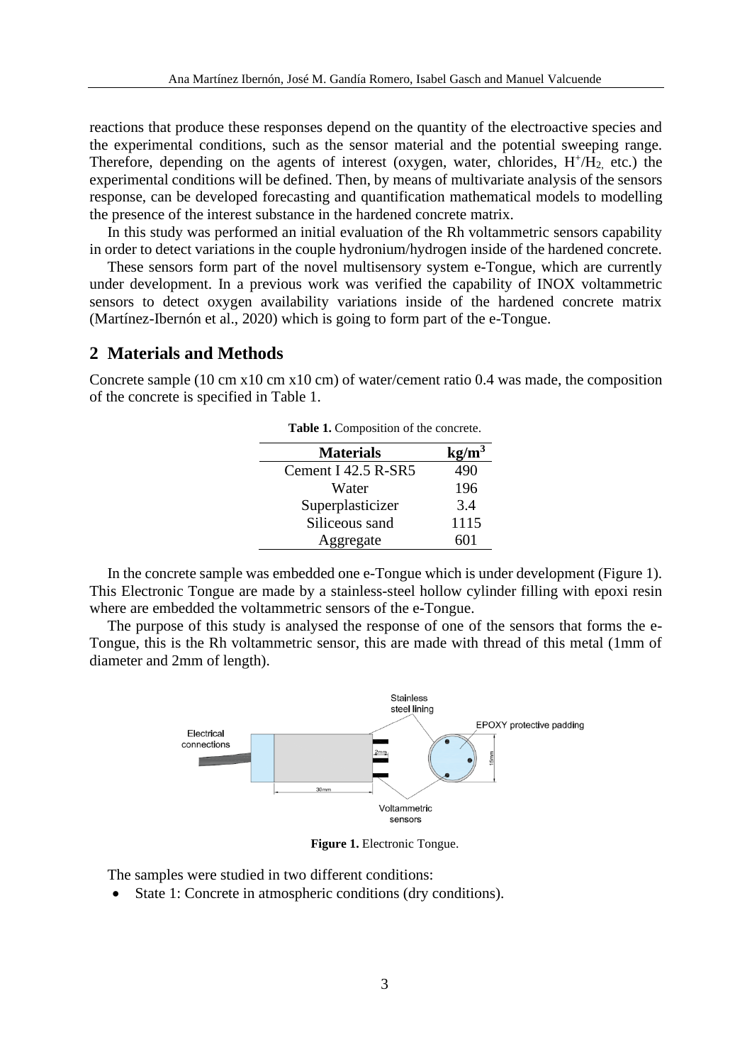reactions that produce these responses depend on the quantity of the electroactive species and the experimental conditions, such as the sensor material and the potential sweeping range. Therefore, depending on the agents of interest (oxygen, water, chlorides, $H^+/H_2$, etc.) the experimental conditions will be defined. Then, by means of multivariate analysis of the sensors response, can be developed forecasting and quantification mathematical models to modelling the presence of the interest substance in the hardened concrete matrix.

In this study was performed an initial evaluation of the Rh voltammetric sensors capability in order to detect variations in the couple hydronium/hydrogen inside of the hardened concrete.

These sensors form part of the novel multisensory system e-Tongue, which are currently under development. In a previous work was verified the capability of INOX voltammetric sensors to detect oxygen availability variations inside of the hardened concrete matrix (Martínez-Ibernón et al., 2020) which is going to form part of the e-Tongue.

## 2 Materials and Methods

Concrete sample (10 cm x10 cm x10 cm) of water/cement ratio 0.4 was made, the composition of the concrete is specified in Table 1.

**Table 1.** Composition of the concrete.

| Materials | $kg/m^3$ |
|---|---|
| Cement I 42.5 R-SR5 | 490 |
| Water | 196 |
| Superplasticizer | 3.4 |
| Siliceous sand | 1115 |
| Aggregate | 601 |

In the concrete sample was embedded one e-Tongue which is under development (Figure 1). This Electronic Tongue are made by a stainless-steel hollow cylinder filling with epoxi resin where are embedded the voltammetric sensors of the e-Tongue.

The purpose of this study is analysed the response of one of the sensors that forms the e-Tongue, this is the Rh voltammetric sensor, this are made with thread of this metal (1mm of diameter and 2mm of length).

**Figure 1.** Electronic Tongue.

The samples were studied in two different conditions:

- State 1: Concrete in atmospheric conditions (dry conditions).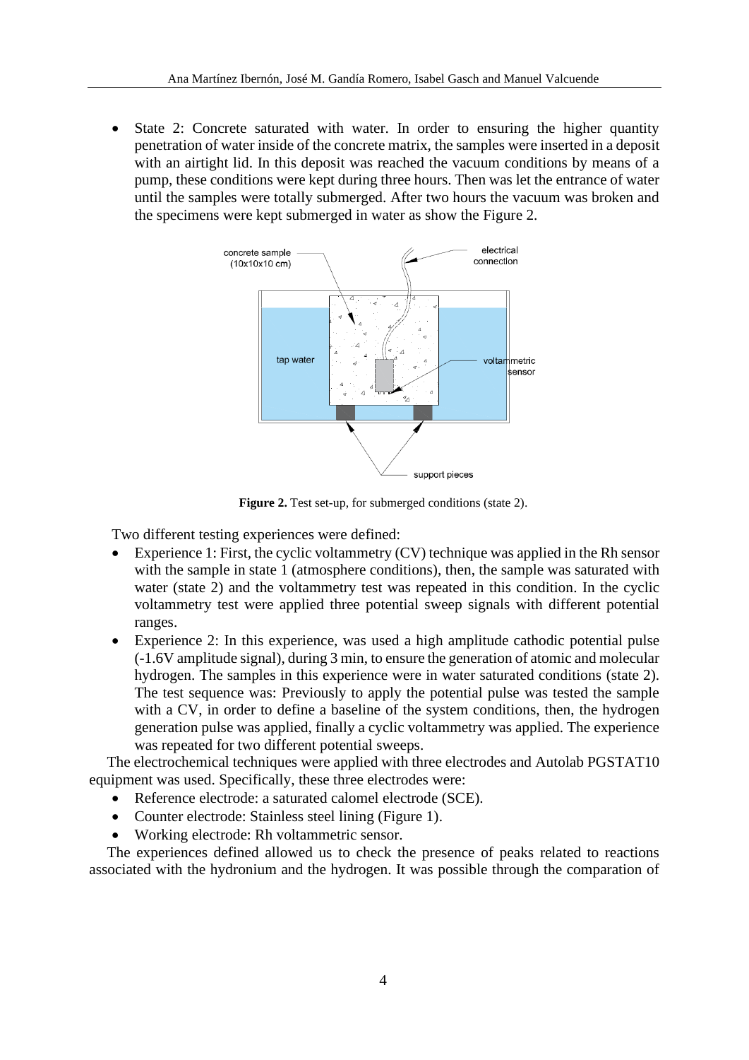- State 2: Concrete saturated with water. In order to ensuring the higher quantity penetration of water inside of the concrete matrix, the samples were inserted in a deposit with an airtight lid. In this deposit was reached the vacuum conditions by means of a pump, these conditions were kept during three hours. Then was let the entrance of water until the samples were totally submerged. After two hours the vacuum was broken and the specimens were kept submerged in water as show the Figure 2.

concrete sample (10x10x10 cm)

electrical connection

tap water

voltammetric sensor

support pieces

**Figure 2.** Test set-up, for submerged conditions (state 2).

Two different testing experiences were defined:

- Experience 1: First, the cyclic voltammetry (CV) technique was applied in the Rh sensor with the sample in state 1 (atmosphere conditions), then, the sample was saturated with water (state 2) and the voltammetry test was repeated in this condition. In the cyclic voltammetry test were applied three potential sweep signals with different potential ranges.
- Experience 2: In this experience, was used a high amplitude cathodic potential pulse (-1.6V amplitude signal), during 3 min, to ensure the generation of atomic and molecular hydrogen. The samples in this experience were in water saturated conditions (state 2). The test sequence was: Previously to apply the potential pulse was tested the sample with a CV, in order to define a baseline of the system conditions, then, the hydrogen generation pulse was applied, finally a cyclic voltammetry was applied. The experience was repeated for two different potential sweeps.

The electrochemical techniques were applied with three electrodes and Autolab PGSTAT10 equipment was used. Specifically, these three electrodes were:

- Reference electrode: a saturated calomel electrode (SCE).
- Counter electrode: Stainless steel lining (Figure 1).
- Working electrode: Rh voltammetric sensor.

The experiences defined allowed us to check the presence of peaks related to reactions associated with the hydronium and the hydrogen. It was possible through the comparation of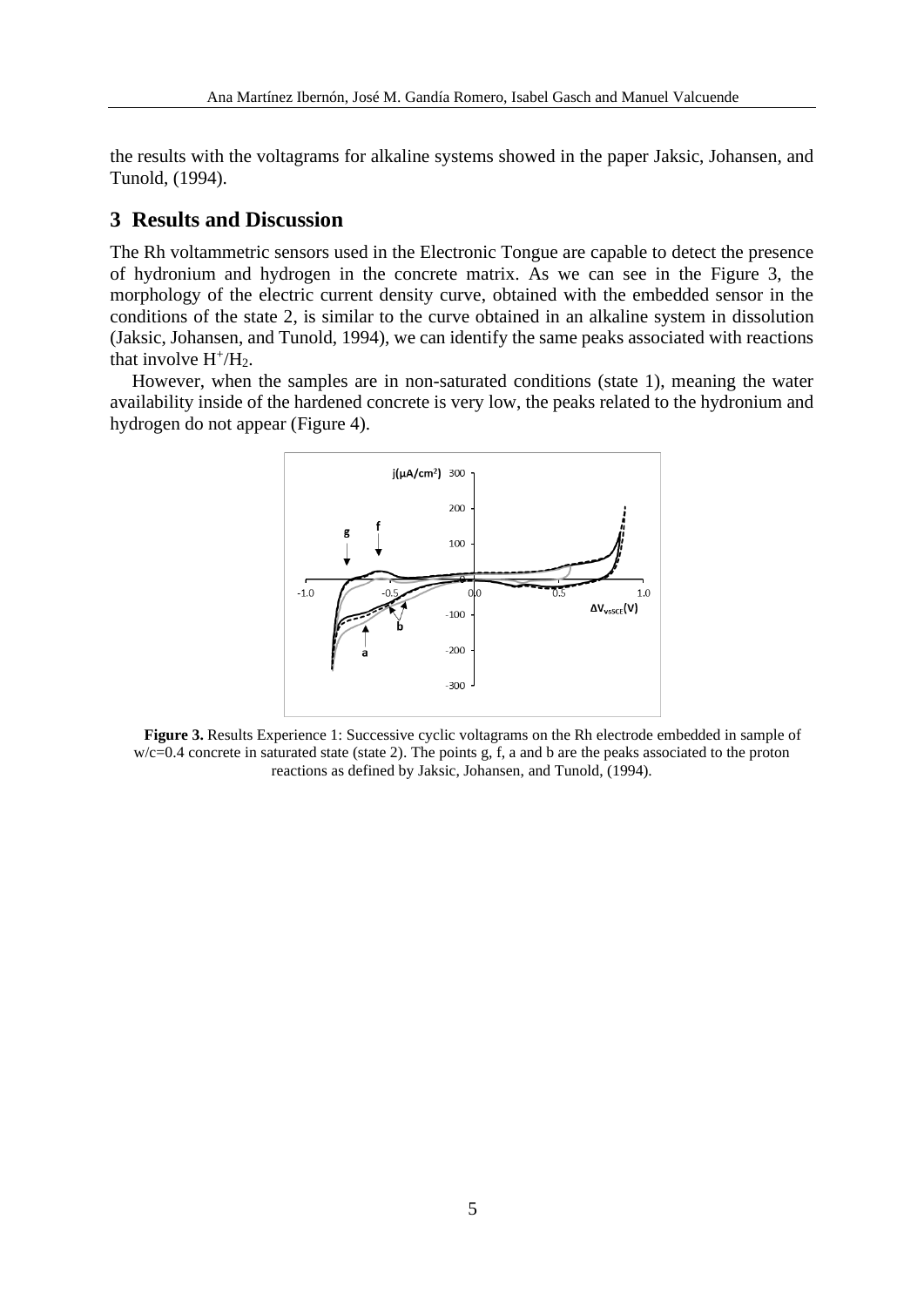the results with the voltagrams for alkaline systems showed in the paper Jaksic, Johansen, and Tunold, (1994).

## 3 Results and Discussion

The Rh voltammetric sensors used in the Electronic Tongue are capable to detect the presence of hydronium and hydrogen in the concrete matrix. As we can see in the Figure 3, the morphology of the electric current density curve, obtained with the embedded sensor in the conditions of the state 2, is similar to the curve obtained in an alkaline system in dissolution (Jaksic, Johansen, and Tunold, 1994), we can identify the same peaks associated with reactions that involve $H^+/H_2$.

However, when the samples are in non-saturated conditions (state 1), meaning the water availability inside of the hardened concrete is very low, the peaks related to the hydronium and hydrogen do not appear (Figure 4).

j(μA/cm²)
300
200
100
0
-100
-200
-300
-1.0
-0.5
0.0
0.5
1.0
ΔV$_{vsSCE}$(V)
g
f
a
b

**Figure 3.** Results Experience 1: Successive cyclic voltagrams on the Rh electrode embedded in sample of w/c=0.4 concrete in saturated state (state 2). The points g, f, a and b are the peaks associated to the proton reactions as defined by Jaksic, Johansen, and Tunold, (1994).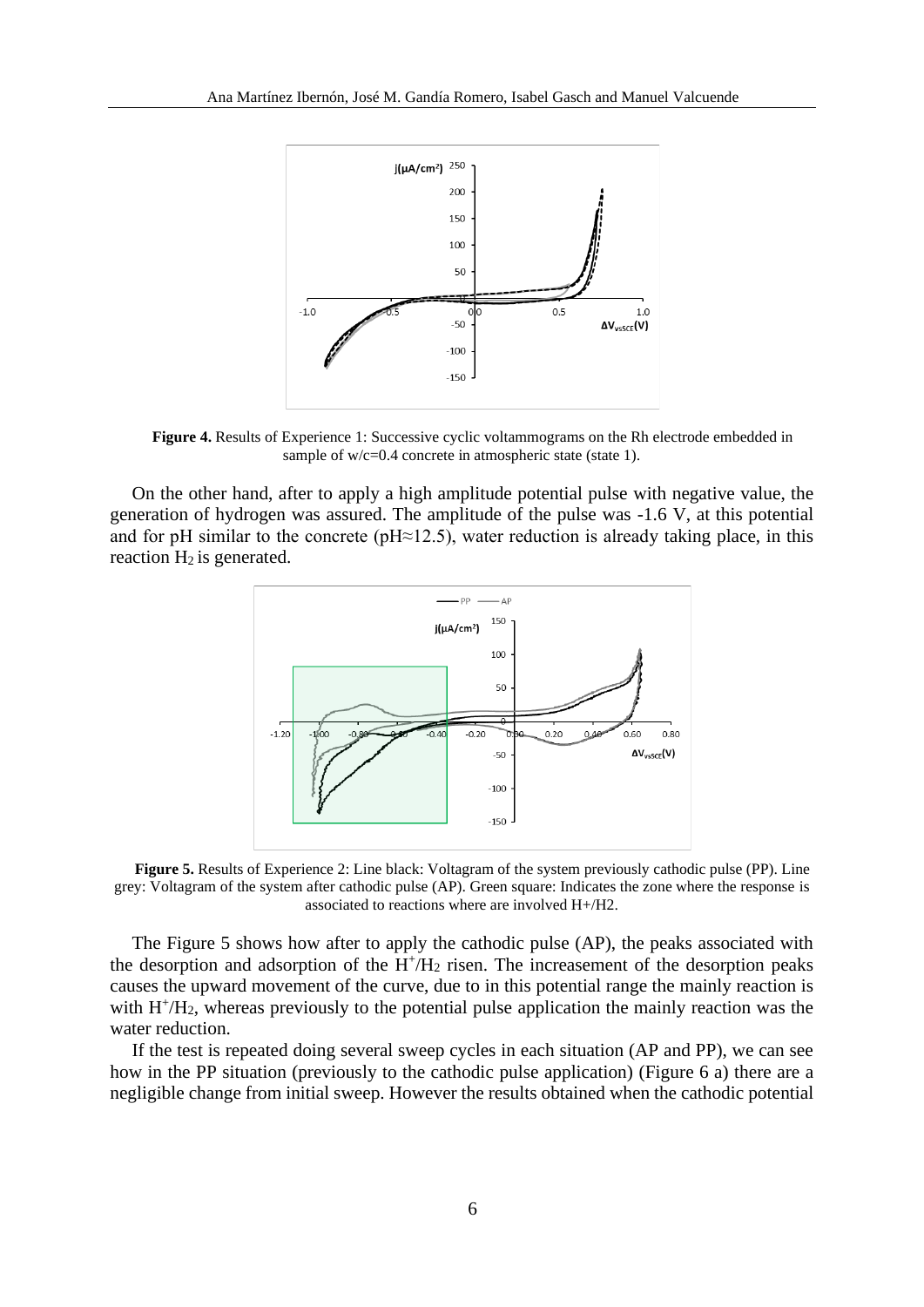j(μA/cm²) 250
200
150
100
50
-1.0
-0.5
0.0
0.5
1.0
-50
-100
-150
$\Delta V_{vsSCE}$(V)

**Figure 4.** Results of Experience 1: Successive cyclic voltammograms on the Rh electrode embedded in sample of w/c=0.4 concrete in atmospheric state (state 1).

On the other hand, after to apply a high amplitude potential pulse with negative value, the generation of hydrogen was assured. The amplitude of the pulse was -1.6 V, at this potential and for pH similar to the concrete (pH≈12.5), water reduction is already taking place, in this reaction $H_2$ is generated.

PP
AP
j(μA/cm²) 150
100
50
0
-1.20
-1.00
-0.80
-0.60
-0.40
-0.20
0.00
0.20
0.40
0.60
0.80
-50
-100
-150
$\Delta V_{vsSCE}$(V)

**Figure 5.** Results of Experience 2: Line black: Voltagram of the system previously cathodic pulse (PP). Line grey: Voltagram of the system after cathodic pulse (AP). Green square: Indicates the zone where the response is associated to reactions where are involved H+/H2.

The Figure 5 shows how after to apply the cathodic pulse (AP), the peaks associated with the desorption and adsorption of the $H^+/H_2$ risen. The increasement of the desorption peaks causes the upward movement of the curve, due to in this potential range the mainly reaction is with $H^+/H_2$, whereas previously to the potential pulse application the mainly reaction was the water reduction.

If the test is repeated doing several sweep cycles in each situation (AP and PP), we can see how in the PP situation (previously to the cathodic pulse application) (Figure 6 a) there are a negligible change from initial sweep. However the results obtained when the cathodic potential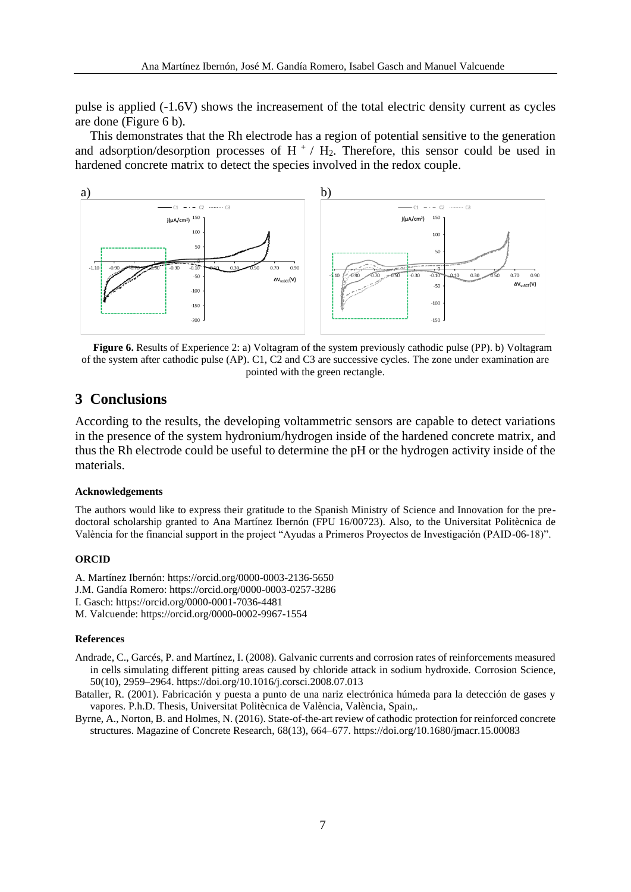pulse is applied (-1.6V) shows the increasement of the total electric density current as cycles are done (Figure 6 b).

This demonstrates that the Rh electrode has a region of potential sensitive to the generation and adsorption/desorption processes of $H^+ / H_2$. Therefore, this sensor could be used in hardened concrete matrix to detect the species involved in the redox couple.

a)

C1 C2 C3

j(μA/cm²) 150

100

50

-1.10 -0.90 -0.70 -0.50 -0.30 -0.10 0.10 0.30 0.50 0.70 0.90

-50

ΔV vsSCE(V)

-100

-150

-200

b)

C1 C2 C3

j(μA/cm²) 150

100

50

0

-1.10 -0.90 -0.70 -0.50 -0.30 -0.10 0.10 0.30 0.50 0.70 0.90

-50

ΔV vsSCE(V)

-100

-150

**Figure 6.** Results of Experience 2: a) Voltagram of the system previously cathodic pulse (PP). b) Voltagram of the system after cathodic pulse (AP). C1, C2 and C3 are successive cycles. The zone under examination are pointed with the green rectangle.

## 3 Conclusions

According to the results, the developing voltammetric sensors are capable to detect variations in the presence of the system hydronium/hydrogen inside of the hardened concrete matrix, and thus the Rh electrode could be useful to determine the pH or the hydrogen activity inside of the materials.

#### Acknowledgements

The authors would like to express their gratitude to the Spanish Ministry of Science and Innovation for the pre-doctoral scholarship granted to Ana Martínez Ibernón (FPU 16/00723). Also, to the Universitat Politècnica de València for the financial support in the project "Ayudas a Primeros Proyectos de Investigación (PAID-06-18)".

#### ORCID

A. Martínez Ibernón: https://orcid.org/0000-0003-2136-5650
J.M. Gandía Romero: https://orcid.org/0000-0003-0257-3286
I. Gasch: https://orcid.org/0000-0001-7036-4481
M. Valcuende: https://orcid.org/0000-0002-9967-1554

#### References

Andrade, C., Garcés, P. and Martínez, I. (2008). Galvanic currents and corrosion rates of reinforcements measured in cells simulating different pitting areas caused by chloride attack in sodium hydroxide. Corrosion Science, 50(10), 2959–2964. https://doi.org/10.1016/j.corsci.2008.07.013

Bataller, R. (2001). Fabricación y puesta a punto de una nariz electrónica húmeda para la detección de gases y vapores. P.h.D. Thesis, Universitat Politècnica de València, València, Spain,.

Byrne, A., Norton, B. and Holmes, N. (2016). State-of-the-art review of cathodic protection for reinforced concrete structures. Magazine of Concrete Research, 68(13), 664–677. https://doi.org/10.1680/jmacr.15.00083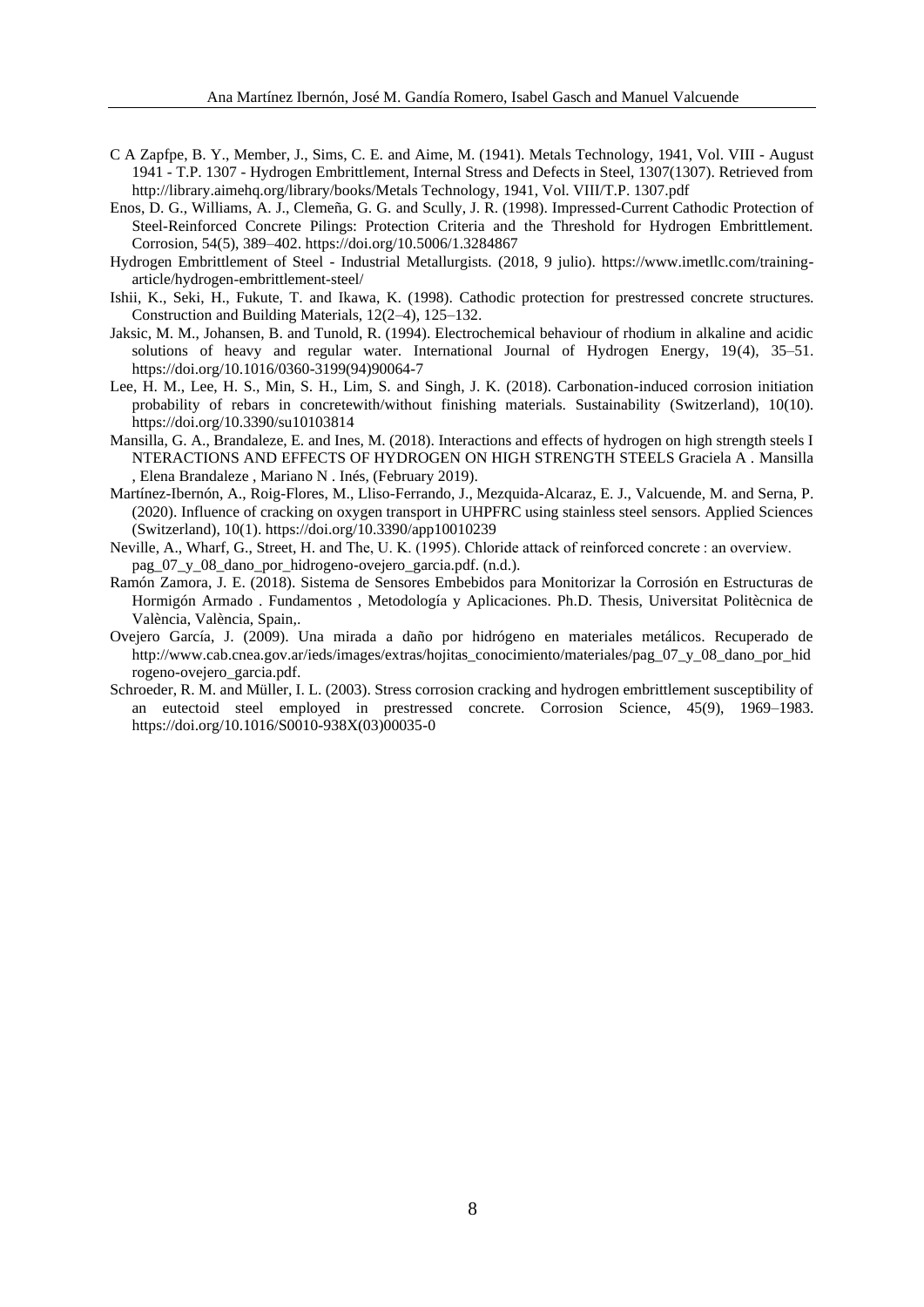C A Zapfpe, B. Y., Member, J., Sims, C. E. and Aime, M. (1941). Metals Technology, 1941, Vol. VIII - August 1941 - T.P. 1307 - Hydrogen Embrittlement, Internal Stress and Defects in Steel, 1307(1307). Retrieved from http://library.aimehq.org/library/books/Metals Technology, 1941, Vol. VIII/T.P. 1307.pdf

Enos, D. G., Williams, A. J., Clemeña, G. G. and Scully, J. R. (1998). Impressed-Current Cathodic Protection of Steel-Reinforced Concrete Pilings: Protection Criteria and the Threshold for Hydrogen Embrittlement. Corrosion, 54(5), 389–402. https://doi.org/10.5006/1.3284867

Hydrogen Embrittlement of Steel - Industrial Metallurgists. (2018, 9 julio). https://www.imetllc.com/training-article/hydrogen-embrittlement-steel/

Ishii, K., Seki, H., Fukute, T. and Ikawa, K. (1998). Cathodic protection for prestressed concrete structures. Construction and Building Materials, 12(2–4), 125–132.

Jaksic, M. M., Johansen, B. and Tunold, R. (1994). Electrochemical behaviour of rhodium in alkaline and acidic solutions of heavy and regular water. International Journal of Hydrogen Energy, 19(4), 35–51. https://doi.org/10.1016/0360-3199(94)90064-7

Lee, H. M., Lee, H. S., Min, S. H., Lim, S. and Singh, J. K. (2018). Carbonation-induced corrosion initiation probability of rebars in concretewith/without finishing materials. Sustainability (Switzerland), 10(10). https://doi.org/10.3390/su10103814

Mansilla, G. A., Brandaleze, E. and Ines, M. (2018). Interactions and effects of hydrogen on high strength steels I NTERACTIONS AND EFFECTS OF HYDROGEN ON HIGH STRENGTH STEELS Graciela A . Mansilla , Elena Brandaleze , Mariano N . Inés, (February 2019).

Martínez-Ibernón, A., Roig-Flores, M., Lliso-Ferrando, J., Mezquida-Alcaraz, E. J., Valcuende, M. and Serna, P. (2020). Influence of cracking on oxygen transport in UHPFRC using stainless steel sensors. Applied Sciences (Switzerland), 10(1). https://doi.org/10.3390/app10010239

Neville, A., Wharf, G., Street, H. and The, U. K. (1995). Chloride attack of reinforced concrete : an overview. pag_07_y_08_dano_por_hidrogeno-ovejero_garcia.pdf. (n.d.).

Ramón Zamora, J. E. (2018). Sistema de Sensores Embebidos para Monitorizar la Corrosión en Estructuras de Hormigón Armado . Fundamentos , Metodología y Aplicaciones. Ph.D. Thesis, Universitat Politècnica de València, València, Spain,.

Ovejero García, J. (2009). Una mirada a daño por hidrógeno en materiales metálicos. Recuperado de http://www.cab.cnea.gov.ar/ieds/images/extras/hojitas_conocimiento/materiales/pag_07_y_08_dano_por_hidrogeno-ovejero_garcia.pdf.

Schroeder, R. M. and Müller, I. L. (2003). Stress corrosion cracking and hydrogen embrittlement susceptibility of an eutectoid steel employed in prestressed concrete. Corrosion Science, 45(9), 1969–1983. https://doi.org/10.1016/S0010-938X(03)00035-0